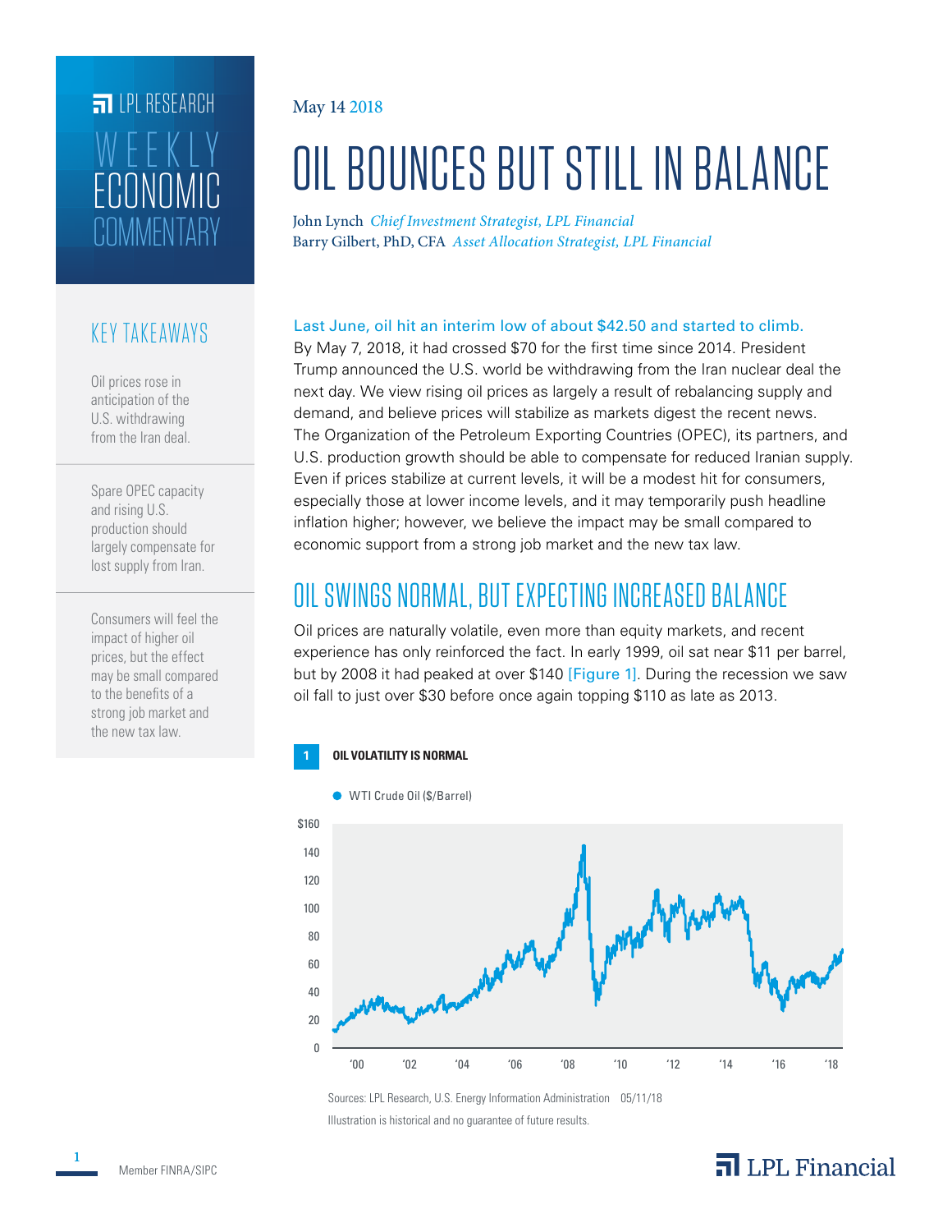LPL RESEARCH

WEEKLY ECONOMIC COMMENTARY

May 14 2018

# OIL BOUNCES BUT STILL IN BALANCE

John Lynch *Chief Investment Strategist, LPL Financial*
Barry Gilbert, PhD, CFA *Asset Allocation Strategist, LPL Financial*

## KEY TAKEAWAYS

Oil prices rose in anticipation of the U.S. withdrawing from the Iran deal.

Spare OPEC capacity and rising U.S. production should largely compensate for lost supply from Iran.

Consumers will feel the impact of higher oil prices, but the effect may be small compared to the benefits of a strong job market and the new tax law.

Last June, oil hit an interim low of about $42.50 and started to climb. By May 7, 2018, it had crossed $70 for the first time since 2014. President Trump announced the U.S. world be withdrawing from the Iran nuclear deal the next day. We view rising oil prices as largely a result of rebalancing supply and demand, and believe prices will stabilize as markets digest the recent news. The Organization of the Petroleum Exporting Countries (OPEC), its partners, and U.S. production growth should be able to compensate for reduced Iranian supply. Even if prices stabilize at current levels, it will be a modest hit for consumers, especially those at lower income levels, and it may temporarily push headline inflation higher; however, we believe the impact may be small compared to economic support from a strong job market and the new tax law.

## OIL SWINGS NORMAL, BUT EXPECTING INCREASED BALANCE

Oil prices are naturally volatile, even more than equity markets, and recent experience has only reinforced the fact. In early 1999, oil sat near $11 per barrel, but by 2008 it had peaked at over $140 [Figure 1]. During the recession we saw oil fall to just over $30 before once again topping $110 as late as 2013.

**1 OIL VOLATILITY IS NORMAL**

WTI Crude Oil ($/Barrel)

Sources: LPL Research, U.S. Energy Information Administration 05/11/18
Illustration is historical and no guarantee of future results.

Member FINRA/SIPC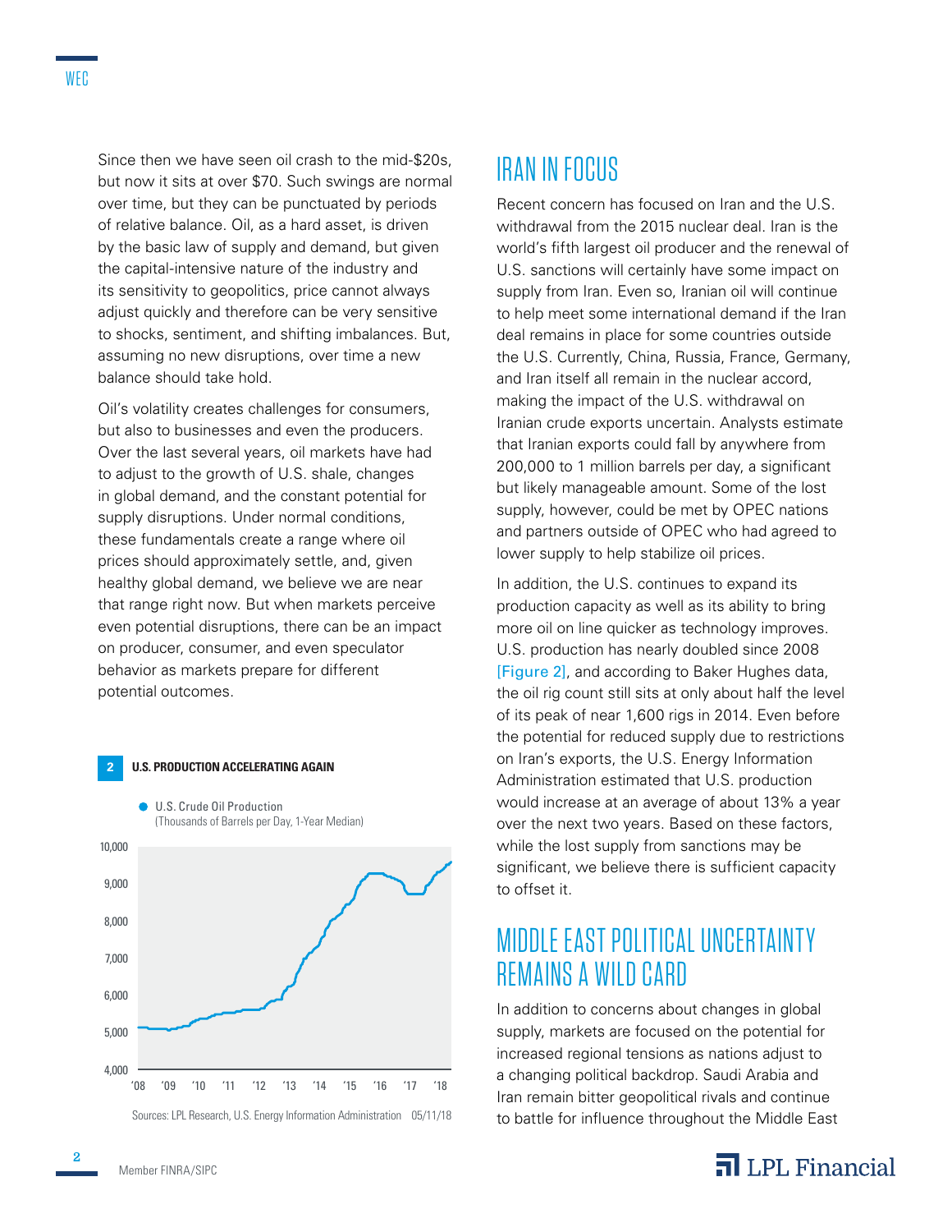Since then we have seen oil crash to the mid-$20s, but now it sits at over $70. Such swings are normal over time, but they can be punctuated by periods of relative balance. Oil, as a hard asset, is driven by the basic law of supply and demand, but given the capital-intensive nature of the industry and its sensitivity to geopolitics, price cannot always adjust quickly and therefore can be very sensitive to shocks, sentiment, and shifting imbalances. But, assuming no new disruptions, over time a new balance should take hold.

Oil's volatility creates challenges for consumers, but also to businesses and even the producers. Over the last several years, oil markets have had to adjust to the growth of U.S. shale, changes in global demand, and the constant potential for supply disruptions. Under normal conditions, these fundamentals create a range where oil prices should approximately settle, and, given healthy global demand, we believe we are near that range right now. But when markets perceive even potential disruptions, there can be an impact on producer, consumer, and even speculator behavior as markets prepare for different potential outcomes.

**2 U.S. PRODUCTION ACCELERATING AGAIN**

U.S. Crude Oil Production (Thousands of Barrels per Day, 1-Year Median)

Sources: LPL Research, U.S. Energy Information Administration 05/11/18

## IRAN IN FOCUS

Recent concern has focused on Iran and the U.S. withdrawal from the 2015 nuclear deal. Iran is the world's fifth largest oil producer and the renewal of U.S. sanctions will certainly have some impact on supply from Iran. Even so, Iranian oil will continue to help meet some international demand if the Iran deal remains in place for some countries outside the U.S. Currently, China, Russia, France, Germany, and Iran itself all remain in the nuclear accord, making the impact of the U.S. withdrawal on Iranian crude exports uncertain. Analysts estimate that Iranian exports could fall by anywhere from 200,000 to 1 million barrels per day, a significant but likely manageable amount. Some of the lost supply, however, could be met by OPEC nations and partners outside of OPEC who had agreed to lower supply to help stabilize oil prices.

In addition, the U.S. continues to expand its production capacity as well as its ability to bring more oil on line quicker as technology improves. U.S. production has nearly doubled since 2008 [Figure 2], and according to Baker Hughes data, the oil rig count still sits at only about half the level of its peak of near 1,600 rigs in 2014. Even before the potential for reduced supply due to restrictions on Iran's exports, the U.S. Energy Information Administration estimated that U.S. production would increase at an average of about 13% a year over the next two years. Based on these factors, while the lost supply from sanctions may be significant, we believe there is sufficient capacity to offset it.

## MIDDLE EAST POLITICAL UNCERTAINTY REMAINS A WILD CARD

In addition to concerns about changes in global supply, markets are focused on the potential for increased regional tensions as nations adjust to a changing political backdrop. Saudi Arabia and Iran remain bitter geopolitical rivals and continue to battle for influence throughout the Middle East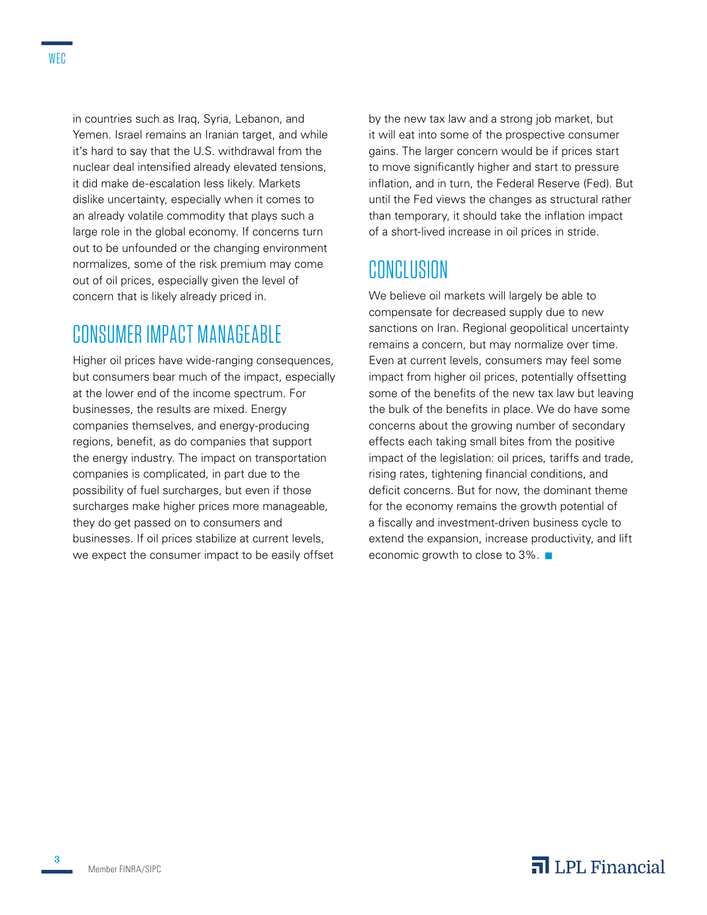in countries such as Iraq, Syria, Lebanon, and Yemen. Israel remains an Iranian target, and while it's hard to say that the U.S. withdrawal from the nuclear deal intensified already elevated tensions, it did make de-escalation less likely. Markets dislike uncertainty, especially when it comes to an already volatile commodity that plays such a large role in the global economy. If concerns turn out to be unfounded or the changing environment normalizes, some of the risk premium may come out of oil prices, especially given the level of concern that is likely already priced in.

## CONSUMER IMPACT MANAGEABLE

Higher oil prices have wide-ranging consequences, but consumers bear much of the impact, especially at the lower end of the income spectrum. For businesses, the results are mixed. Energy companies themselves, and energy-producing regions, benefit, as do companies that support the energy industry. The impact on transportation companies is complicated, in part due to the possibility of fuel surcharges, but even if those surcharges make higher prices more manageable, they do get passed on to consumers and businesses. If oil prices stabilize at current levels, we expect the consumer impact to be easily offset by the new tax law and a strong job market, but it will eat into some of the prospective consumer gains. The larger concern would be if prices start to move significantly higher and start to pressure inflation, and in turn, the Federal Reserve (Fed). But until the Fed views the changes as structural rather than temporary, it should take the inflation impact of a short-lived increase in oil prices in stride.

## CONCLUSION

We believe oil markets will largely be able to compensate for decreased supply due to new sanctions on Iran. Regional geopolitical uncertainty remains a concern, but may normalize over time. Even at current levels, consumers may feel some impact from higher oil prices, potentially offsetting some of the benefits of the new tax law but leaving the bulk of the benefits in place. We do have some concerns about the growing number of secondary effects each taking small bites from the positive impact of the legislation: oil prices, tariffs and trade, rising rates, tightening financial conditions, and deficit concerns. But for now, the dominant theme for the economy remains the growth potential of a fiscally and investment-driven business cycle to extend the expansion, increase productivity, and lift economic growth to close to 3%. ■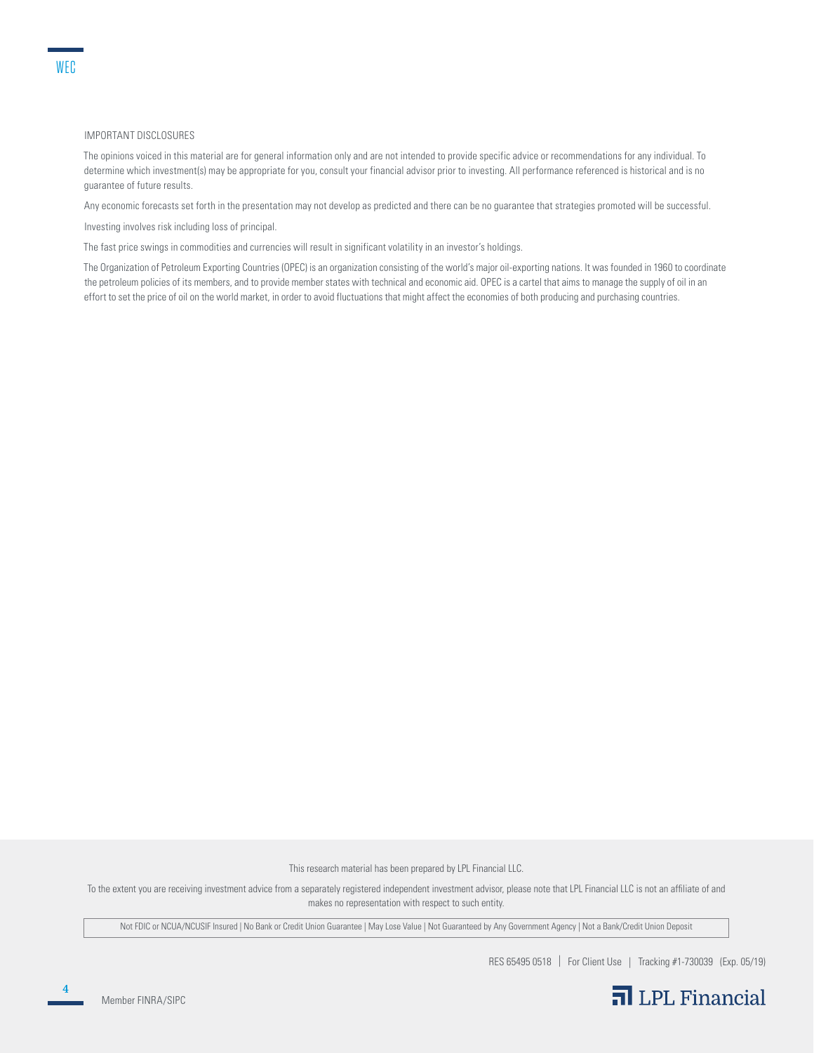IMPORTANT DISCLOSURES

The opinions voiced in this material are for general information only and are not intended to provide specific advice or recommendations for any individual. To determine which investment(s) may be appropriate for you, consult your financial advisor prior to investing. All performance referenced is historical and is no guarantee of future results.

Any economic forecasts set forth in the presentation may not develop as predicted and there can be no guarantee that strategies promoted will be successful.

Investing involves risk including loss of principal.

The fast price swings in commodities and currencies will result in significant volatility in an investor's holdings.

The Organization of Petroleum Exporting Countries (OPEC) is an organization consisting of the world's major oil-exporting nations. It was founded in 1960 to coordinate the petroleum policies of its members, and to provide member states with technical and economic aid. OPEC is a cartel that aims to manage the supply of oil in an effort to set the price of oil on the world market, in order to avoid fluctuations that might affect the economies of both producing and purchasing countries.

This research material has been prepared by LPL Financial LLC.

To the extent you are receiving investment advice from a separately registered independent investment advisor, please note that LPL Financial LLC is not an affiliate of and makes no representation with respect to such entity.

Not FDIC or NCUA/NCUSIF Insured | No Bank or Credit Union Guarantee | May Lose Value | Not Guaranteed by Any Government Agency | Not a Bank/Credit Union Deposit

RES 65495 0518 | For Client Use | Tracking #1-730039 (Exp. 05/19)

Member FINRA/SIPC

LPL Financial